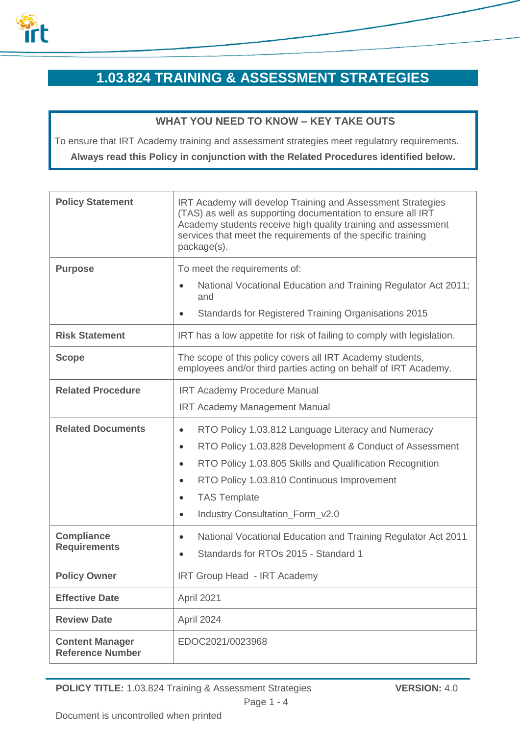# 1.03.824 TRAINING & ASSESSMENT STRATEGIES

**WHAT YOU NEED TO KNOW – KEY TAKE OUTS**

To ensure that IRT Academy training and assessment strategies meet regulatory requirements.

**Always read this Policy in conjunction with the Related Procedures identified below.**

| | |
|---|---|
| **Policy Statement** | IRT Academy will develop Training and Assessment Strategies (TAS) as well as supporting documentation to ensure all IRT Academy students receive high quality training and assessment services that meet the requirements of the specific training package(s). |
| **Purpose** | To meet the requirements of:<br>• National Vocational Education and Training Regulator Act 2011; and<br>• Standards for Registered Training Organisations 2015 |
| **Risk Statement** | IRT has a low appetite for risk of failing to comply with legislation. |
| **Scope** | The scope of this policy covers all IRT Academy students, employees and/or third parties acting on behalf of IRT Academy. |
| **Related Procedure** | IRT Academy Procedure Manual<br>IRT Academy Management Manual |
| **Related Documents** | • RTO Policy 1.03.812 Language Literacy and Numeracy<br>• RTO Policy 1.03.828 Development & Conduct of Assessment<br>• RTO Policy 1.03.805 Skills and Qualification Recognition<br>• RTO Policy 1.03.810 Continuous Improvement<br>• TAS Template<br>• Industry Consultation_Form_v2.0 |
| **Compliance Requirements** | • National Vocational Education and Training Regulator Act 2011<br>• Standards for RTOs 2015 - Standard 1 |
| **Policy Owner** | IRT Group Head - IRT Academy |
| **Effective Date** | April 2021 |
| **Review Date** | April 2024 |
| **Content Manager Reference Number** | EDOC2021/0023968 |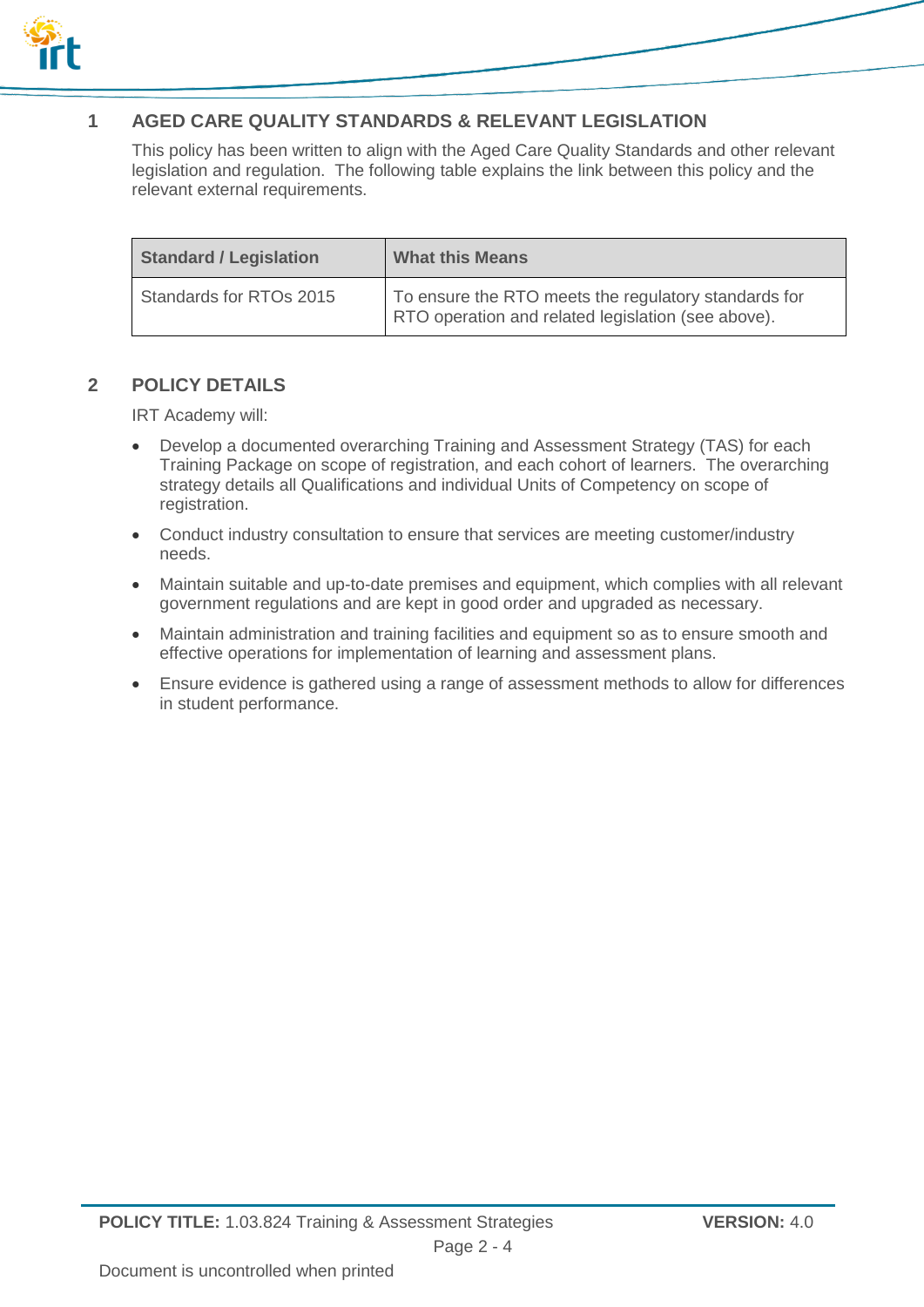## 1 AGED CARE QUALITY STANDARDS & RELEVANT LEGISLATION

This policy has been written to align with the Aged Care Quality Standards and other relevant legislation and regulation. The following table explains the link between this policy and the relevant external requirements.

| Standard / Legislation | What this Means |
|---|---|
| Standards for RTOs 2015 | To ensure the RTO meets the regulatory standards for RTO operation and related legislation (see above). |

## 2 POLICY DETAILS

IRT Academy will:

- Develop a documented overarching Training and Assessment Strategy (TAS) for each Training Package on scope of registration, and each cohort of learners. The overarching strategy details all Qualifications and individual Units of Competency on scope of registration.
- Conduct industry consultation to ensure that services are meeting customer/industry needs.
- Maintain suitable and up-to-date premises and equipment, which complies with all relevant government regulations and are kept in good order and upgraded as necessary.
- Maintain administration and training facilities and equipment so as to ensure smooth and effective operations for implementation of learning and assessment plans.
- Ensure evidence is gathered using a range of assessment methods to allow for differences in student performance.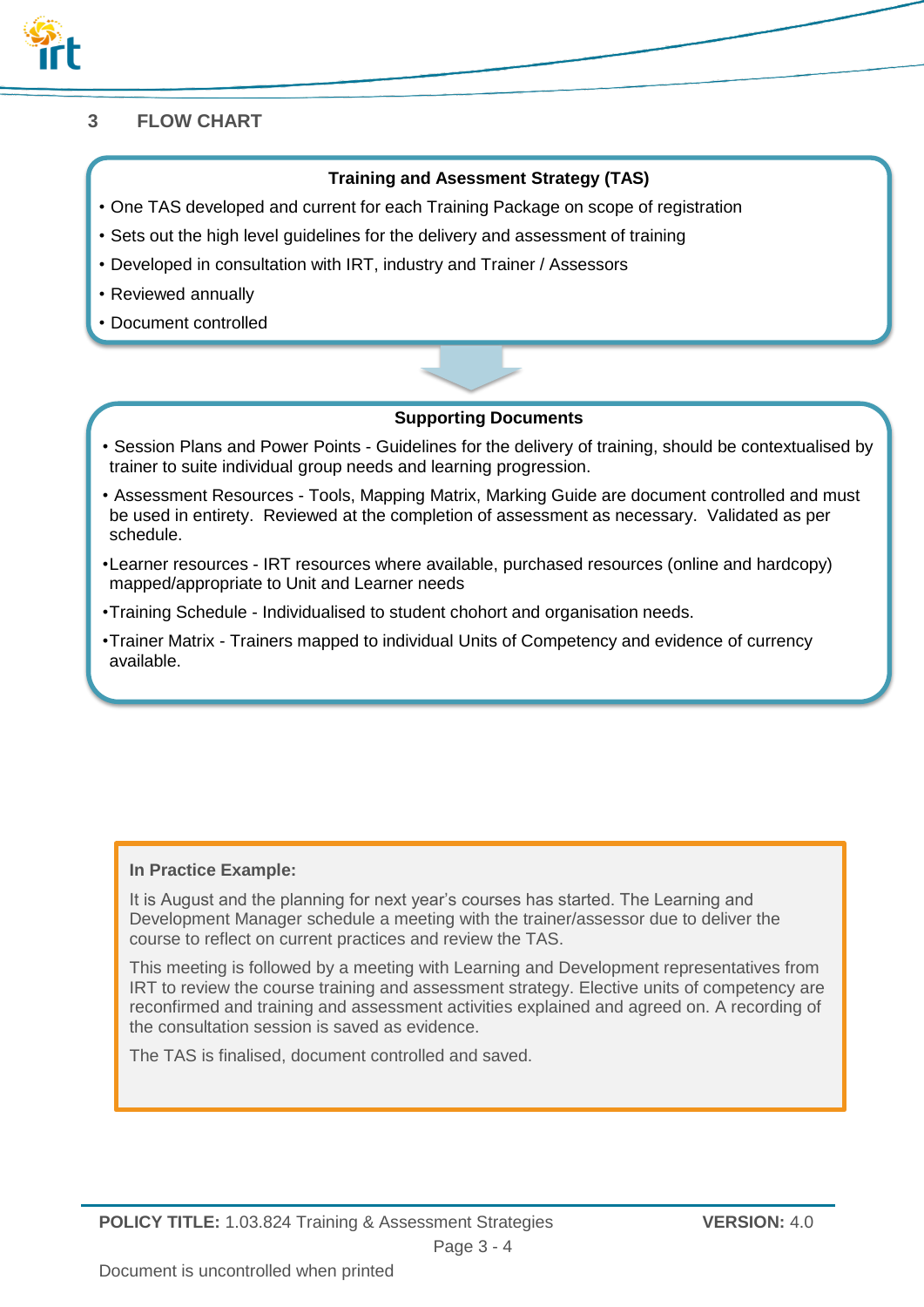## 3 FLOW CHART

**Training and Assessment Strategy (TAS)**

- One TAS developed and current for each Training Package on scope of registration
- Sets out the high level guidelines for the delivery and assessment of training
- Developed in consultation with IRT, industry and Trainer / Assessors
- Reviewed annually
- Document controlled

**Supporting Documents**

- Session Plans and Power Points - Guidelines for the delivery of training, should be contextualised by trainer to suite individual group needs and learning progression.
- Assessment Resources - Tools, Mapping Matrix, Marking Guide are document controlled and must be used in entirety. Reviewed at the completion of assessment as necessary. Validated as per schedule.
- Learner resources - IRT resources where available, purchased resources (online and hardcopy) mapped/appropriate to Unit and Learner needs
- Training Schedule - Individualised to student chohort and organisation needs.
- Trainer Matrix - Trainers mapped to individual Units of Competency and evidence of currency available.

**In Practice Example:**

It is August and the planning for next year's courses has started. The Learning and Development Manager schedule a meeting with the trainer/assessor due to deliver the course to reflect on current practices and review the TAS.

This meeting is followed by a meeting with Learning and Development representatives from IRT to review the course training and assessment strategy. Elective units of competency are reconfirmed and training and assessment activities explained and agreed on. A recording of the consultation session is saved as evidence.

The TAS is finalised, document controlled and saved.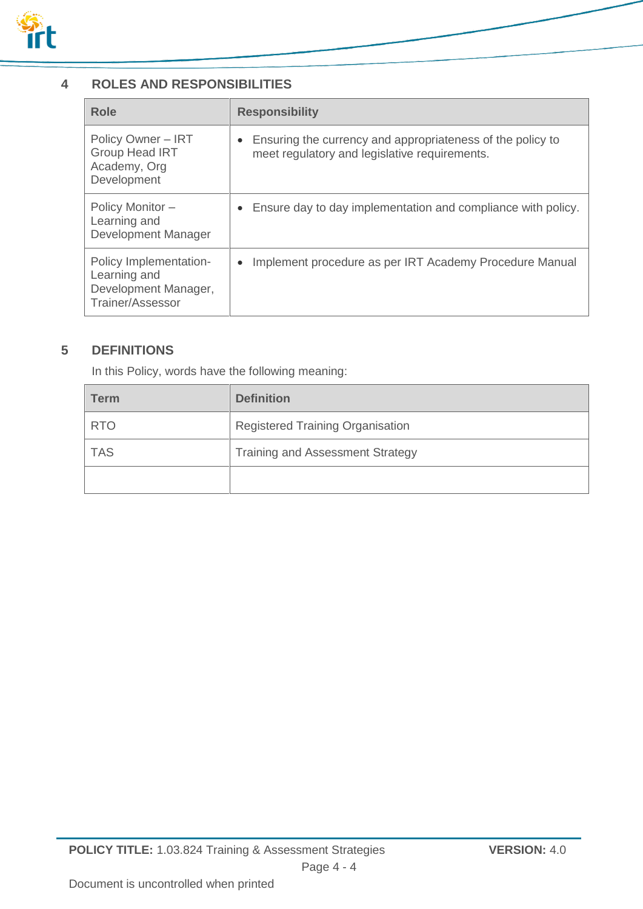## 4 ROLES AND RESPONSIBILITIES

| Role | Responsibility |
|---|---|
| Policy Owner – IRT Group Head IRT Academy, Org Development | • Ensuring the currency and appropriateness of the policy to meet regulatory and legislative requirements. |
| Policy Monitor – Learning and Development Manager | • Ensure day to day implementation and compliance with policy. |
| Policy Implementation- Learning and Development Manager, Trainer/Assessor | • Implement procedure as per IRT Academy Procedure Manual |

## 5 DEFINITIONS

In this Policy, words have the following meaning:

| Term | Definition |
|---|---|
| RTO | Registered Training Organisation |
| TAS | Training and Assessment Strategy |
| | |